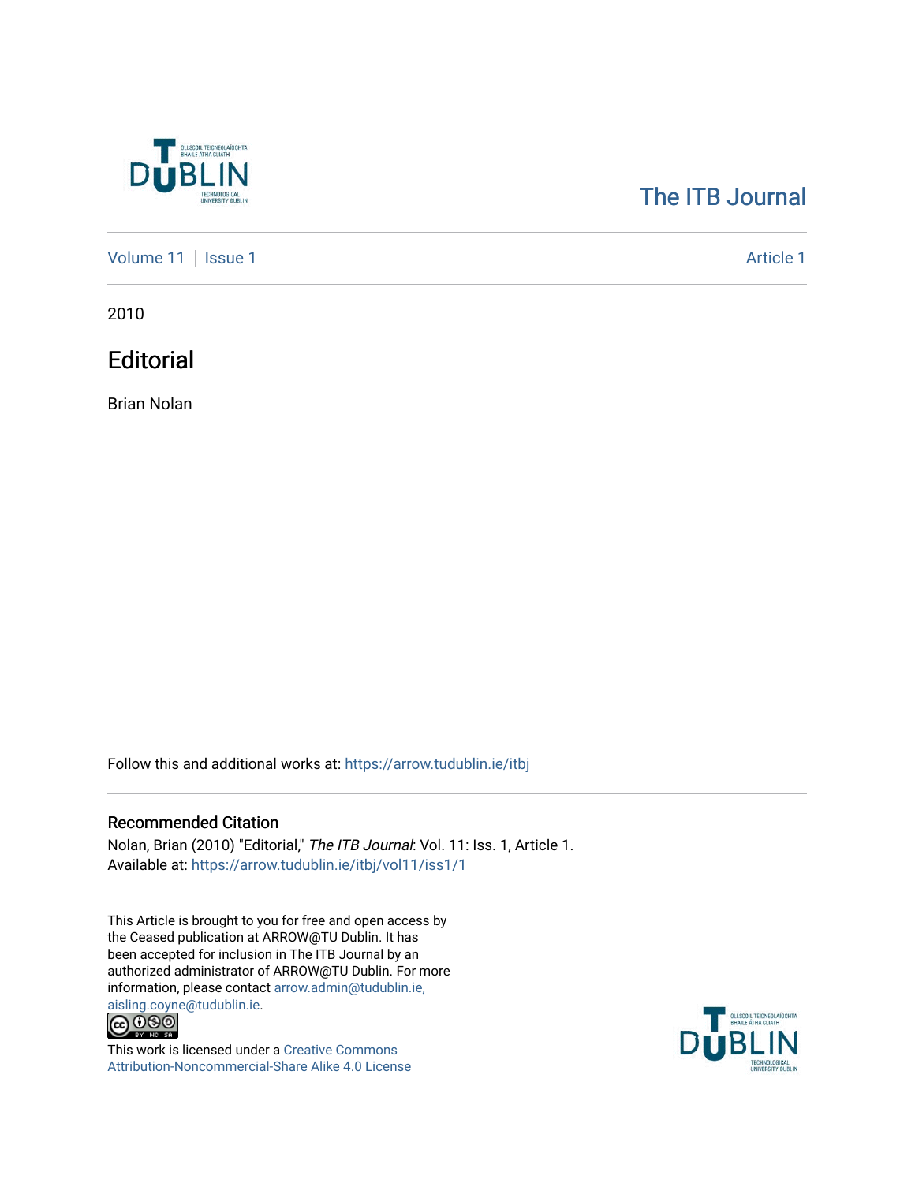The ITB Journal

Volume 11 | Issue 1 | Article 1

2010

# Editorial

Brian Nolan

Follow this and additional works at: https://arrow.tudublin.ie/itbj

## Recommended Citation

Nolan, Brian (2010) "Editorial," *The ITB Journal*: Vol. 11: Iss. 1, Article 1.
Available at: https://arrow.tudublin.ie/itbj/vol11/iss1/1

This Article is brought to you for free and open access by the Ceased publication at ARROW@TU Dublin. It has been accepted for inclusion in The ITB Journal by an authorized administrator of ARROW@TU Dublin. For more information, please contact arrow.admin@tudublin.ie, aisling.coyne@tudublin.ie.

This work is licensed under a Creative Commons Attribution-Noncommercial-Share Alike 4.0 License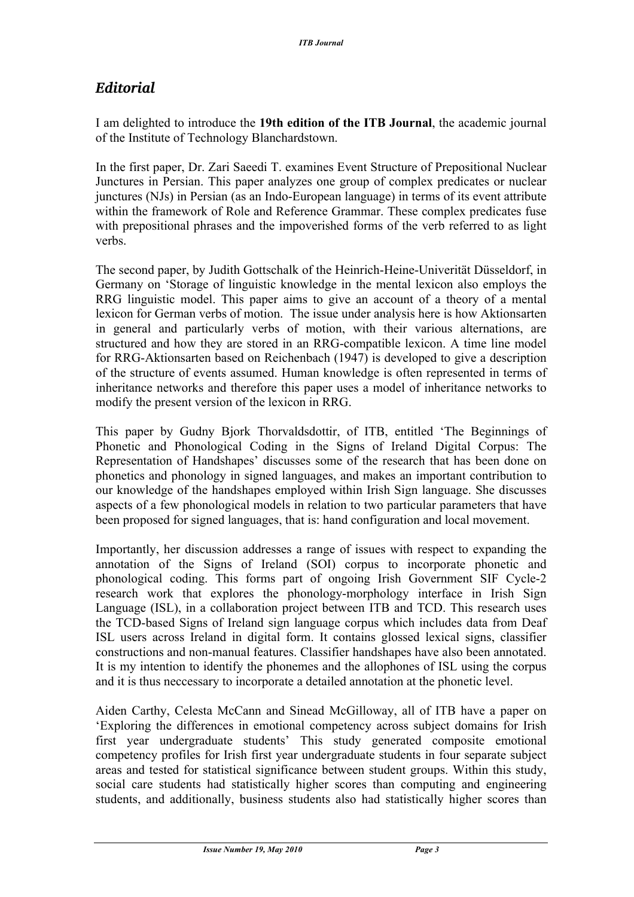## *Editorial*

I am delighted to introduce the **19th edition of the ITB Journal**, the academic journal of the Institute of Technology Blanchardstown.

In the first paper, Dr. Zari Saeedi T. examines Event Structure of Prepositional Nuclear Junctures in Persian. This paper analyzes one group of complex predicates or nuclear junctures (NJs) in Persian (as an Indo-European language) in terms of its event attribute within the framework of Role and Reference Grammar. These complex predicates fuse with prepositional phrases and the impoverished forms of the verb referred to as light verbs.

The second paper, by Judith Gottschalk of the Heinrich-Heine-Univerität Düsseldorf, in Germany on 'Storage of linguistic knowledge in the mental lexicon also employs the RRG linguistic model. This paper aims to give an account of a theory of a mental lexicon for German verbs of motion. The issue under analysis here is how Aktionsarten in general and particularly verbs of motion, with their various alternations, are structured and how they are stored in an RRG-compatible lexicon. A time line model for RRG-Aktionsarten based on Reichenbach (1947) is developed to give a description of the structure of events assumed. Human knowledge is often represented in terms of inheritance networks and therefore this paper uses a model of inheritance networks to modify the present version of the lexicon in RRG.

This paper by Gudny Bjork Thorvaldsdottir, of ITB, entitled 'The Beginnings of Phonetic and Phonological Coding in the Signs of Ireland Digital Corpus: The Representation of Handshapes' discusses some of the research that has been done on phonetics and phonology in signed languages, and makes an important contribution to our knowledge of the handshapes employed within Irish Sign language. She discusses aspects of a few phonological models in relation to two particular parameters that have been proposed for signed languages, that is: hand configuration and local movement.

Importantly, her discussion addresses a range of issues with respect to expanding the annotation of the Signs of Ireland (SOI) corpus to incorporate phonetic and phonological coding. This forms part of ongoing Irish Government SIF Cycle-2 research work that explores the phonology-morphology interface in Irish Sign Language (ISL), in a collaboration project between ITB and TCD. This research uses the TCD-based Signs of Ireland sign language corpus which includes data from Deaf ISL users across Ireland in digital form. It contains glossed lexical signs, classifier constructions and non-manual features. Classifier handshapes have also been annotated. It is my intention to identify the phonemes and the allophones of ISL using the corpus and it is thus neccessary to incorporate a detailed annotation at the phonetic level.

Aiden Carthy, Celesta McCann and Sinead McGilloway, all of ITB have a paper on 'Exploring the differences in emotional competency across subject domains for Irish first year undergraduate students' This study generated composite emotional competency profiles for Irish first year undergraduate students in four separate subject areas and tested for statistical significance between student groups. Within this study, social care students had statistically higher scores than computing and engineering students, and additionally, business students also had statistically higher scores than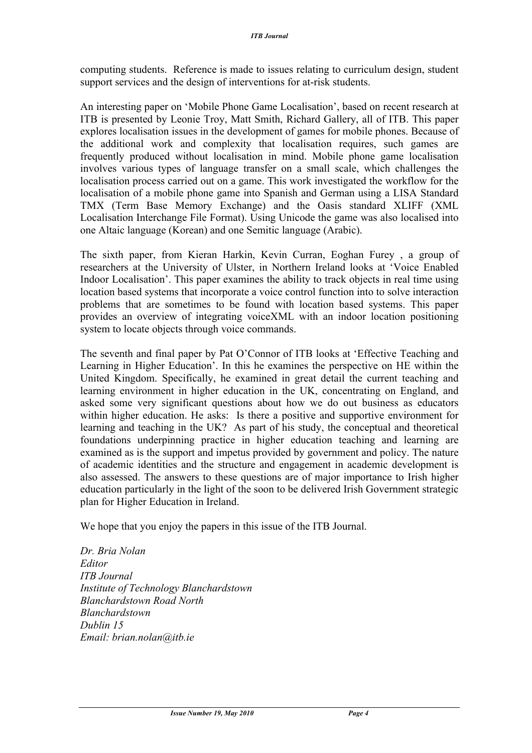computing students. Reference is made to issues relating to curriculum design, student support services and the design of interventions for at-risk students.

An interesting paper on 'Mobile Phone Game Localisation', based on recent research at ITB is presented by Leonie Troy, Matt Smith, Richard Gallery, all of ITB. This paper explores localisation issues in the development of games for mobile phones. Because of the additional work and complexity that localisation requires, such games are frequently produced without localisation in mind. Mobile phone game localisation involves various types of language transfer on a small scale, which challenges the localisation process carried out on a game. This work investigated the workflow for the localisation of a mobile phone game into Spanish and German using a LISA Standard TMX (Term Base Memory Exchange) and the Oasis standard XLIFF (XML Localisation Interchange File Format). Using Unicode the game was also localised into one Altaic language (Korean) and one Semitic language (Arabic).

The sixth paper, from Kieran Harkin, Kevin Curran, Eoghan Furey , a group of researchers at the University of Ulster, in Northern Ireland looks at 'Voice Enabled Indoor Localisation'. This paper examines the ability to track objects in real time using location based systems that incorporate a voice control function into to solve interaction problems that are sometimes to be found with location based systems. This paper provides an overview of integrating voiceXML with an indoor location positioning system to locate objects through voice commands.

The seventh and final paper by Pat O'Connor of ITB looks at 'Effective Teaching and Learning in Higher Education'. In this he examines the perspective on HE within the United Kingdom. Specifically, he examined in great detail the current teaching and learning environment in higher education in the UK, concentrating on England, and asked some very significant questions about how we do out business as educators within higher education. He asks: Is there a positive and supportive environment for learning and teaching in the UK? As part of his study, the conceptual and theoretical foundations underpinning practice in higher education teaching and learning are examined as is the support and impetus provided by government and policy. The nature of academic identities and the structure and engagement in academic development is also assessed. The answers to these questions are of major importance to Irish higher education particularly in the light of the soon to be delivered Irish Government strategic plan for Higher Education in Ireland.

We hope that you enjoy the papers in this issue of the ITB Journal.

*Dr. Bria Nolan*
*Editor*
*ITB Journal*
*Institute of Technology Blanchardstown*
*Blanchardstown Road North*
*Blanchardstown*
*Dublin 15*
*Email: brian.nolan@itb.ie*